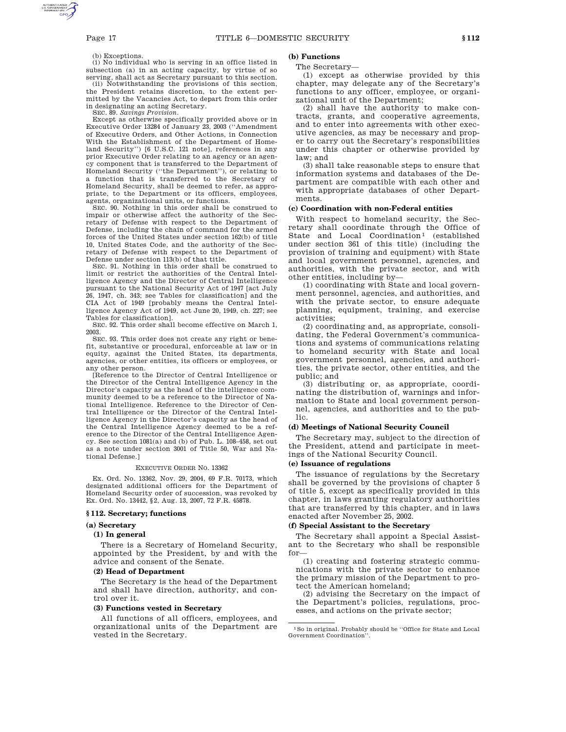(b) Exceptions.

(i) No individual who is serving in an office listed in subsection (a) in an acting capacity, by virtue of so serving, shall act as Secretary pursuant to this section.

(ii) Notwithstanding the provisions of this section, the President retains discretion, to the extent permitted by the Vacancies Act, to depart from this order in designating an acting Secretary.

SEC. 89. *Savings Provision.*

Except as otherwise specifically provided above or in Executive Order 13284 of January 23, 2003 (''Amendment of Executive Orders, and Other Actions, in Connection With the Establishment of the Department of Homeland Security'') [6 U.S.C. 121 note], references in any prior Executive Order relating to an agency or an agency component that is transferred to the Department of Homeland Security (''the Department''), or relating to a function that is transferred to the Secretary of Homeland Security, shall be deemed to refer, as appropriate, to the Department or its officers, employees, agents, organizational units, or functions.

SEC. 90. Nothing in this order shall be construed to impair or otherwise affect the authority of the Secretary of Defense with respect to the Department of Defense, including the chain of command for the armed forces of the United States under section 162(b) of title 10, United States Code, and the authority of the Secretary of Defense with respect to the Department of Defense under section 113(b) of that title.

SEC. 91. Nothing in this order shall be construed to limit or restrict the authorities of the Central Intelligence Agency and the Director of Central Intelligence pursuant to the National Security Act of 1947 [act July 26, 1947, ch. 343; see Tables for classification] and the CIA Act of 1949 [probably means the Central Intelligence Agency Act of 1949, act June 20, 1949, ch. 227; see Tables for classification].

SEC. 92. This order shall become effective on March 1, 2003.

SEC. 93. This order does not create any right or benefit, substantive or procedural, enforceable at law or in equity, against the United States, its departments, agencies, or other entities, its officers or employees, or any other person.

[Reference to the Director of Central Intelligence or the Director of the Central Intelligence Agency in the Director's capacity as the head of the intelligence community deemed to be a reference to the Director of National Intelligence. Reference to the Director of Central Intelligence or the Director of the Central Intelligence Agency in the Director's capacity as the head of the Central Intelligence Agency deemed to be a reference to the Director of the Central Intelligence Agency. See section 1081(a) and (b) of Pub. L. 108–458, set out as a note under section 3001 of Title 50, War and National Defense.]

EXECUTIVE ORDER NO. 13362

Ex. Ord. No. 13362, Nov. 29, 2004, 69 F.R. 70173, which designated additional officers for the Department of Homeland Security order of succession, was revoked by Ex. Ord. No. 13442, §2, Aug. 13, 2007, 72 F.R. 45878.

## § 112. Secretary; functions

### (a) Secretary

#### (1) In general

There is a Secretary of Homeland Security, appointed by the President, by and with the advice and consent of the Senate.

#### (2) Head of Department

The Secretary is the head of the Department and shall have direction, authority, and control over it.

#### (3) Functions vested in Secretary

All functions of all officers, employees, and organizational units of the Department are vested in the Secretary.

### (b) Functions

The Secretary—

(1) except as otherwise provided by this chapter, may delegate any of the Secretary's functions to any officer, employee, or organizational unit of the Department;

(2) shall have the authority to make contracts, grants, and cooperative agreements, and to enter into agreements with other executive agencies, as may be necessary and proper to carry out the Secretary's responsibilities under this chapter or otherwise provided by law; and

(3) shall take reasonable steps to ensure that information systems and databases of the Department are compatible with each other and with appropriate databases of other Departments.

### (c) Coordination with non-Federal entities

With respect to homeland security, the Secretary shall coordinate through the Office of State and Local Coordination[1] (established under section 361 of this title) (including the provision of training and equipment) with State and local government personnel, agencies, and authorities, with the private sector, and with other entities, including by—

(1) coordinating with State and local government personnel, agencies, and authorities, and with the private sector, to ensure adequate planning, equipment, training, and exercise activities;

(2) coordinating and, as appropriate, consolidating, the Federal Government's communications and systems of communications relating to homeland security with State and local government personnel, agencies, and authorities, the private sector, other entities, and the public; and

(3) distributing or, as appropriate, coordinating the distribution of, warnings and information to State and local government personnel, agencies, and authorities and to the public.

### (d) Meetings of National Security Council

The Secretary may, subject to the direction of the President, attend and participate in meetings of the National Security Council.

### (e) Issuance of regulations

The issuance of regulations by the Secretary shall be governed by the provisions of chapter 5 of title 5, except as specifically provided in this chapter, in laws granting regulatory authorities that are transferred by this chapter, and in laws enacted after November 25, 2002.

### (f) Special Assistant to the Secretary

The Secretary shall appoint a Special Assistant to the Secretary who shall be responsible for—

(1) creating and fostering strategic communications with the private sector to enhance the primary mission of the Department to protect the American homeland;

(2) advising the Secretary on the impact of the Department's policies, regulations, processes, and actions on the private sector;

[1] So in original. Probably should be ''Office for State and Local Government Coordination''.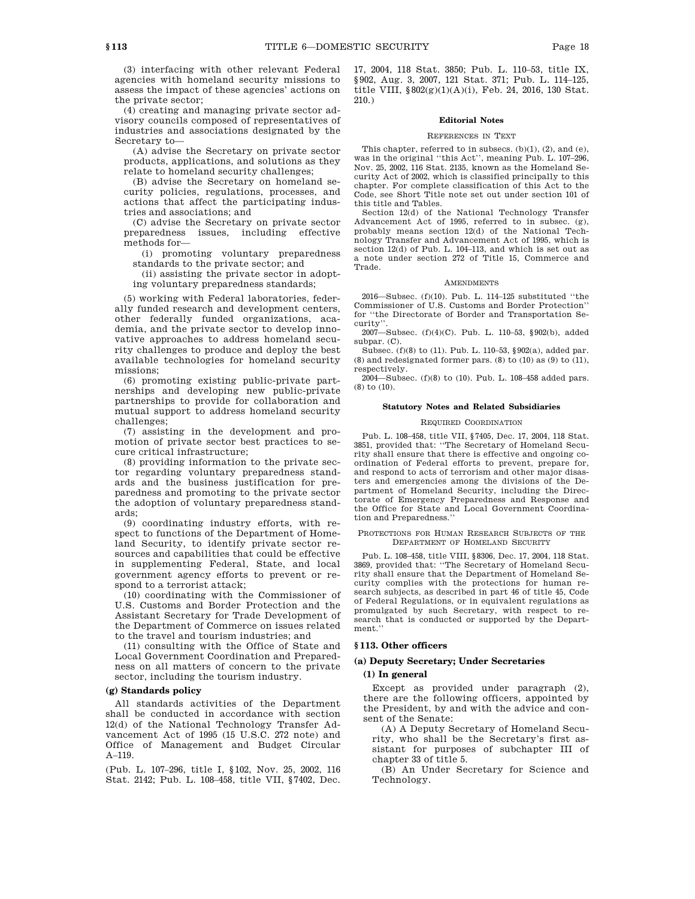(3) interfacing with other relevant Federal agencies with homeland security missions to assess the impact of these agencies' actions on the private sector;

(4) creating and managing private sector advisory councils composed of representatives of industries and associations designated by the Secretary to—

(A) advise the Secretary on private sector products, applications, and solutions as they relate to homeland security challenges;

(B) advise the Secretary on homeland security policies, regulations, processes, and actions that affect the participating industries and associations; and

(C) advise the Secretary on private sector preparedness issues, including effective methods for—

(i) promoting voluntary preparedness standards to the private sector; and

(ii) assisting the private sector in adopting voluntary preparedness standards;

(5) working with Federal laboratories, federally funded research and development centers, other federally funded organizations, academia, and the private sector to develop innovative approaches to address homeland security challenges to produce and deploy the best available technologies for homeland security missions;

(6) promoting existing public-private partnerships and developing new public-private partnerships to provide for collaboration and mutual support to address homeland security challenges;

(7) assisting in the development and promotion of private sector best practices to secure critical infrastructure;

(8) providing information to the private sector regarding voluntary preparedness standards and the business justification for preparedness and promoting to the private sector the adoption of voluntary preparedness standards;

(9) coordinating industry efforts, with respect to functions of the Department of Homeland Security, to identify private sector resources and capabilities that could be effective in supplementing Federal, State, and local government agency efforts to prevent or respond to a terrorist attack;

(10) coordinating with the Commissioner of U.S. Customs and Border Protection and the Assistant Secretary for Trade Development of the Department of Commerce on issues related to the travel and tourism industries; and

(11) consulting with the Office of State and Local Government Coordination and Preparedness on all matters of concern to the private sector, including the tourism industry.

**(g) Standards policy**

All standards activities of the Department shall be conducted in accordance with section 12(d) of the National Technology Transfer Advancement Act of 1995 (15 U.S.C. 272 note) and Office of Management and Budget Circular A–119.

(Pub. L. 107–296, title I, §102, Nov. 25, 2002, 116 Stat. 2142; Pub. L. 108–458, title VII, §7402, Dec. 17, 2004, 118 Stat. 3850; Pub. L. 110–53, title IX, §902, Aug. 3, 2007, 121 Stat. 371; Pub. L. 114–125, title VIII, §802(g)(1)(A)(i), Feb. 24, 2016, 130 Stat. 210.)

#### Editorial Notes

REFERENCES IN TEXT

This chapter, referred to in subsecs. (b)(1), (2), and (e), was in the original "this Act", meaning Pub. L. 107–296, Nov. 25, 2002, 116 Stat. 2135, known as the Homeland Security Act of 2002, which is classified principally to this chapter. For complete classification of this Act to the Code, see Short Title note set out under section 101 of this title and Tables.

Section 12(d) of the National Technology Transfer Advancement Act of 1995, referred to in subsec. (g), probably means section 12(d) of the National Technology Transfer and Advancement Act of 1995, which is section 12(d) of Pub. L. 104–113, and which is set out as a note under section 272 of Title 15, Commerce and Trade.

AMENDMENTS

2016—Subsec. (f)(10). Pub. L. 114–125 substituted "the Commissioner of U.S. Customs and Border Protection" for "the Directorate of Border and Transportation Security".

2007—Subsec. (f)(4)(C). Pub. L. 110–53, §902(b), added subpar. (C).

Subsec. (f)(8) to (11). Pub. L. 110–53, §902(a), added par. (8) and redesignated former pars. (8) to (10) as (9) to (11), respectively.

2004—Subsec. (f)(8) to (10). Pub. L. 108–458 added pars. (8) to (10).

#### Statutory Notes and Related Subsidiaries

REQUIRED COORDINATION

Pub. L. 108–458, title VII, §7405, Dec. 17, 2004, 118 Stat. 3851, provided that: "The Secretary of Homeland Security shall ensure that there is effective and ongoing coordination of Federal efforts to prevent, prepare for, and respond to acts of terrorism and other major disasters and emergencies among the divisions of the Department of Homeland Security, including the Directorate of Emergency Preparedness and Response and the Office for State and Local Government Coordination and Preparedness."

PROTECTIONS FOR HUMAN RESEARCH SUBJECTS OF THE DEPARTMENT OF HOMELAND SECURITY

Pub. L. 108–458, title VIII, §8306, Dec. 17, 2004, 118 Stat. 3869, provided that: "The Secretary of Homeland Security shall ensure that the Department of Homeland Security complies with the protections for human research subjects, as described in part 46 of title 45, Code of Federal Regulations, or in equivalent regulations as promulgated by such Secretary, with respect to research that is conducted or supported by the Department."

## §113. Other officers

### (a) Deputy Secretary; Under Secretaries

#### (1) In general

Except as provided under paragraph (2), there are the following officers, appointed by the President, by and with the advice and consent of the Senate:

(A) A Deputy Secretary of Homeland Security, who shall be the Secretary's first assistant for purposes of subchapter III of chapter 33 of title 5.

(B) An Under Secretary for Science and Technology.